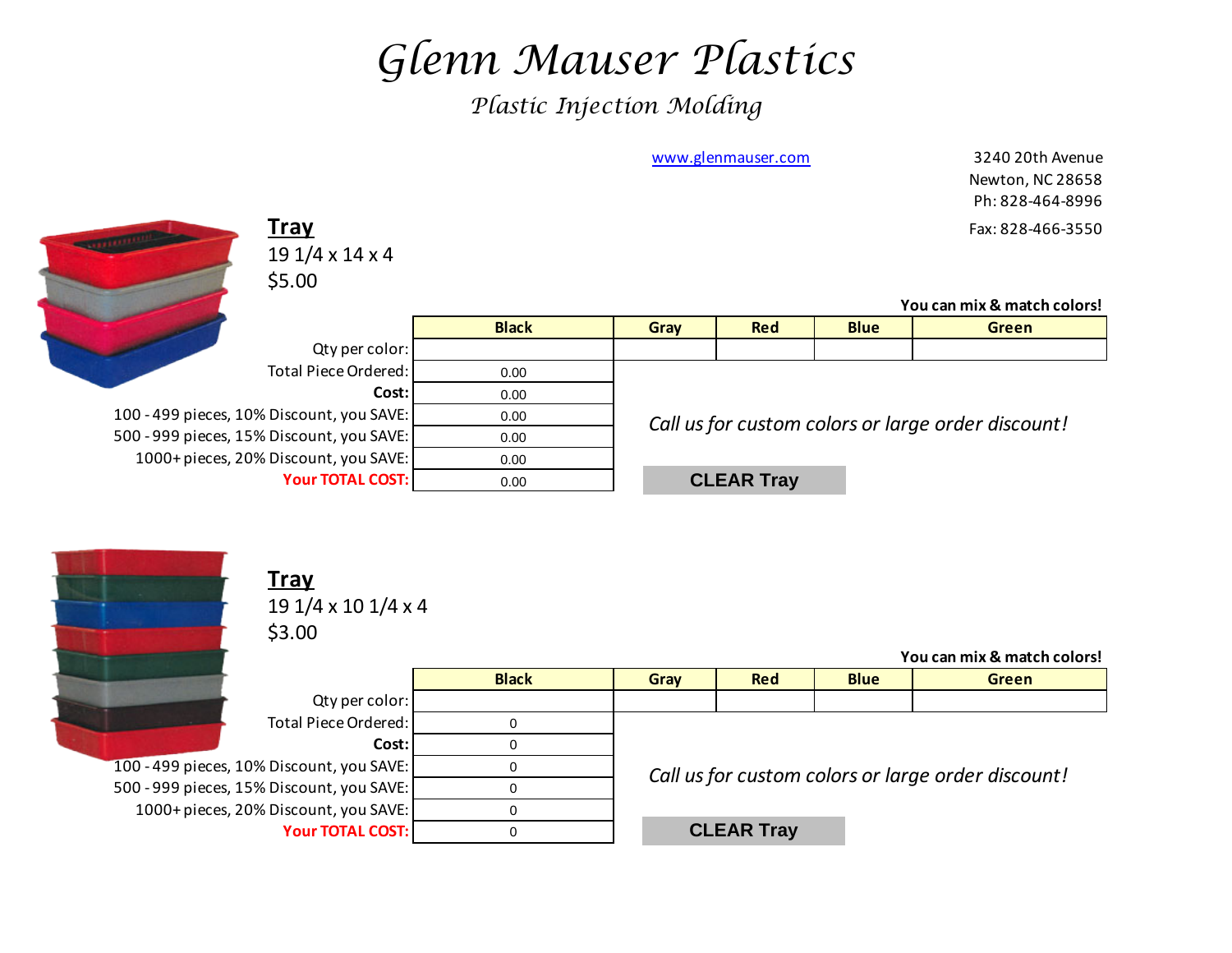# Glenn Mauser Plastics

## Plastic Injection Molding

www.glenmauser.com

3240 20th Avenue
Newton, NC 28658
Ph: 828-464-8996
Fax: 828-466-3550

### Tray

19 1/4 x 14 x 4
$5.00

**You can mix & match colors!**

| | Black | Gray | Red | Blue | Green |
|---|---|---|---|---|---|
| Qty per color: | | | | | |
| Total Piece Ordered: | 0.00 | | | | |
| **Cost:** | 0.00 | | | | |
| 100 - 499 pieces, 10% Discount, you SAVE: | 0.00 | | | | |
| 500 - 999 pieces, 15% Discount, you SAVE: | 0.00 | | | | |
| 1000+ pieces, 20% Discount, you SAVE: | 0.00 | | | | |
| **Your TOTAL COST:** | 0.00 | | | | |

*Call us for custom colors or large order discount!*

**CLEAR Tray**

### Tray

19 1/4 x 10 1/4 x 4
$3.00

**You can mix & match colors!**

| | Black | Gray | Red | Blue | Green |
|---|---|---|---|---|---|
| Qty per color: | | | | | |
| Total Piece Ordered: | 0 | | | | |
| **Cost:** | 0 | | | | |
| 100 - 499 pieces, 10% Discount, you SAVE: | 0 | | | | |
| 500 - 999 pieces, 15% Discount, you SAVE: | 0 | | | | |
| 1000+ pieces, 20% Discount, you SAVE: | 0 | | | | |
| **Your TOTAL COST:** | 0 | | | | |

*Call us for custom colors or large order discount!*

**CLEAR Tray**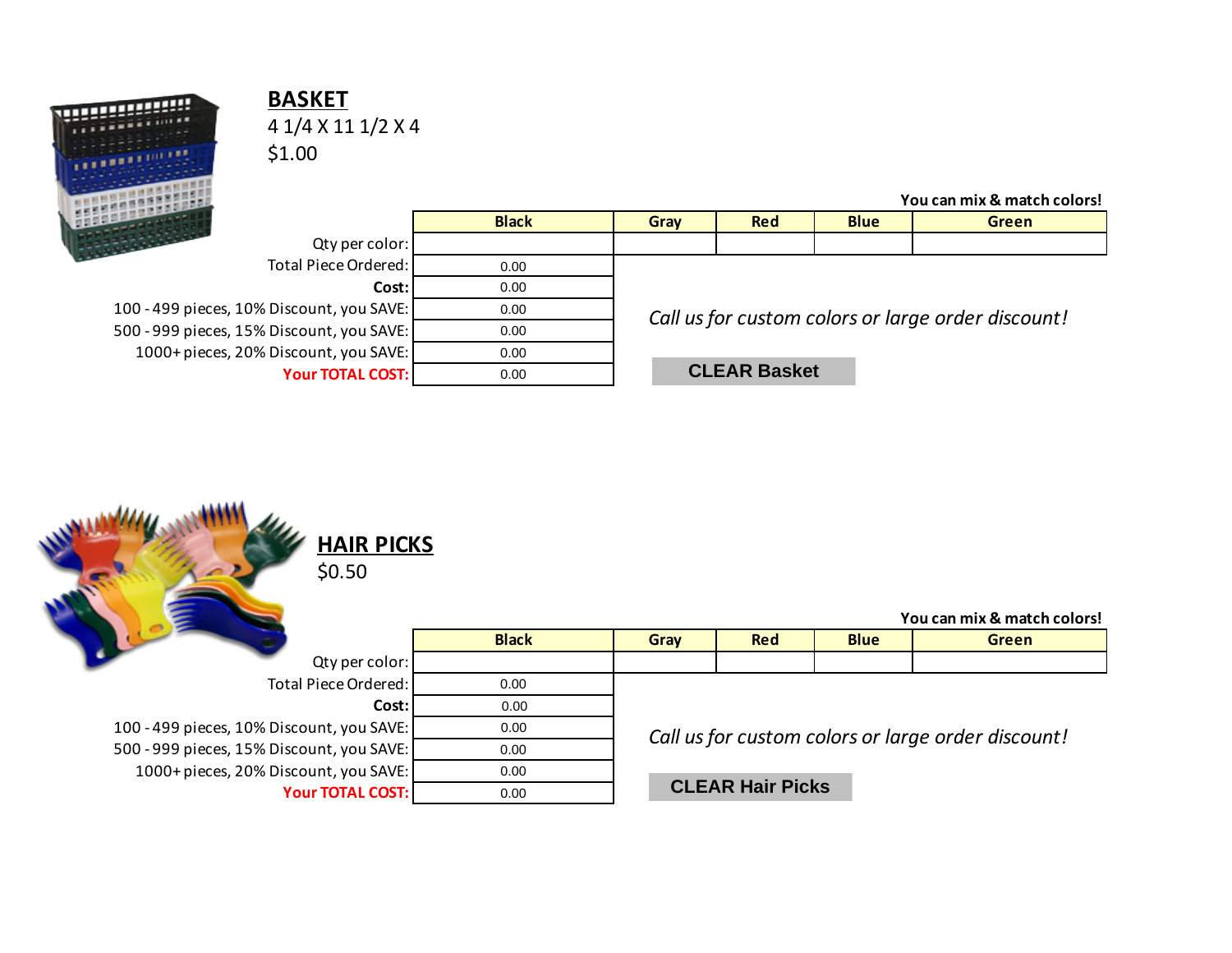## BASKET

4 1/4 X 11 1/2 X 4

$1.00

**You can mix & match colors!**

| | Black | Gray | Red | Blue | Green |
|---|---|---|---|---|---|
| Qty per color: | | | | | |
| Total Piece Ordered: | 0.00 | | | | |
| **Cost:** | 0.00 | | | | |
| 100 - 499 pieces, 10% Discount, you SAVE: | 0.00 | | | | |
| 500 - 999 pieces, 15% Discount, you SAVE: | 0.00 | | | | |
| 1000+ pieces, 20% Discount, you SAVE: | 0.00 | | | | |
| **Your TOTAL COST:** | 0.00 | | | | |

*Call us for custom colors or large order discount!*

**CLEAR Basket**

## HAIR PICKS

$0.50

**You can mix & match colors!**

| | Black | Gray | Red | Blue | Green |
|---|---|---|---|---|---|
| Qty per color: | | | | | |
| Total Piece Ordered: | 0.00 | | | | |
| **Cost:** | 0.00 | | | | |
| 100 - 499 pieces, 10% Discount, you SAVE: | 0.00 | | | | |
| 500 - 999 pieces, 15% Discount, you SAVE: | 0.00 | | | | |
| 1000+ pieces, 20% Discount, you SAVE: | 0.00 | | | | |
| **Your TOTAL COST:** | 0.00 | | | | |

*Call us for custom colors or large order discount!*

**CLEAR Hair Picks**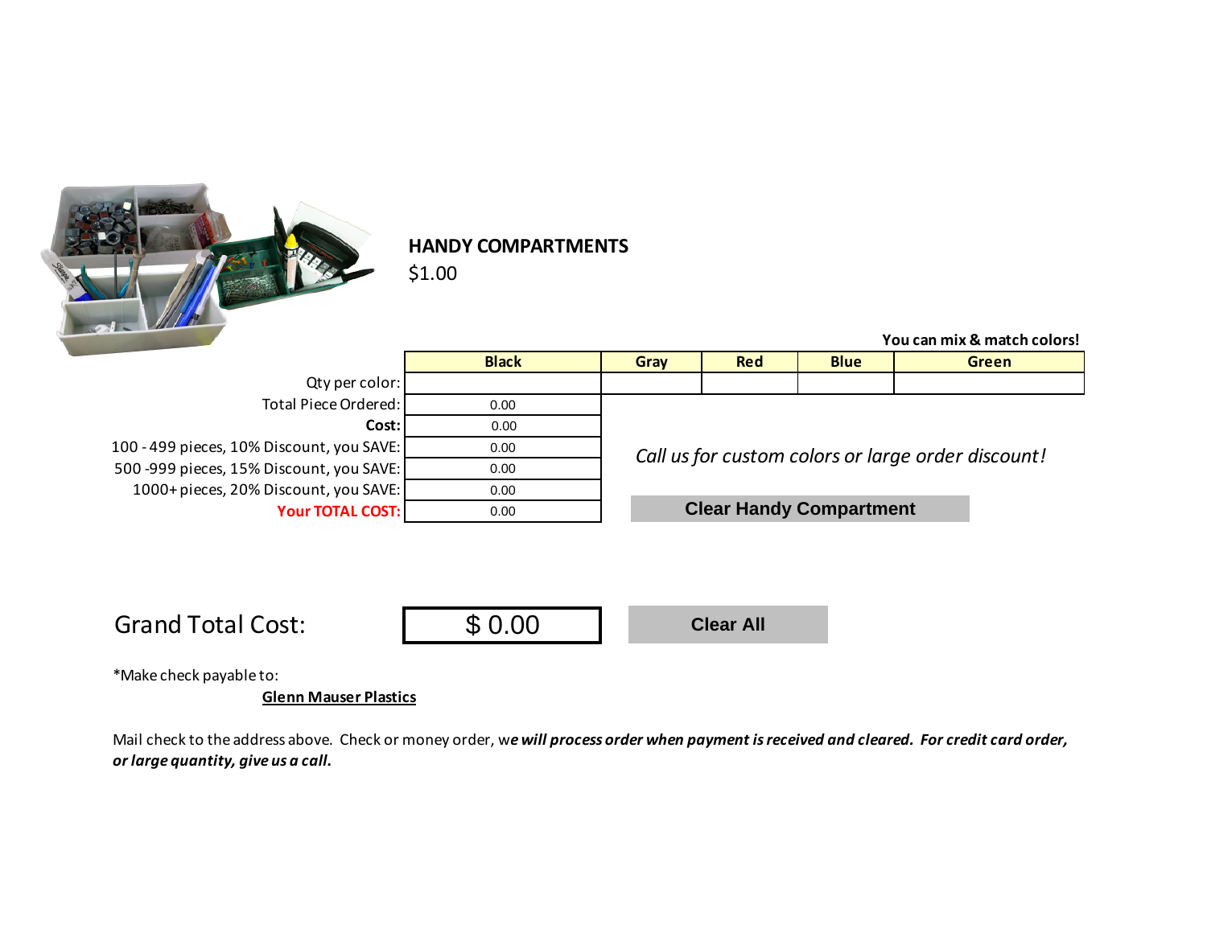**HANDY COMPARTMENTS**

$1.00

**You can mix & match colors!**

| | Black | Gray | Red | Blue | Green |
|---|---|---|---|---|---|
| Qty per color: | | | | | |
| Total Piece Ordered: | 0.00 | | | | |
| **Cost:** | 0.00 | | | | |
| 100 - 499 pieces, 10% Discount, you SAVE: | 0.00 | | | | |
| 500 -999 pieces, 15% Discount, you SAVE: | 0.00 | | | | |
| 1000+ pieces, 20% Discount, you SAVE: | 0.00 | | | | |
| **Your TOTAL COST:** | 0.00 | | | | |

*Call us for custom colors or large order discount!*

**Clear Handy Compartment**

Grand Total Cost: $ 0.00

**Clear All**

*Make check payable to:

**Glenn Mauser Plastics**

Mail check to the address above. Check or money order, w***e will process order when payment is received and cleared. For credit card order, or large quantity, give us a call.***